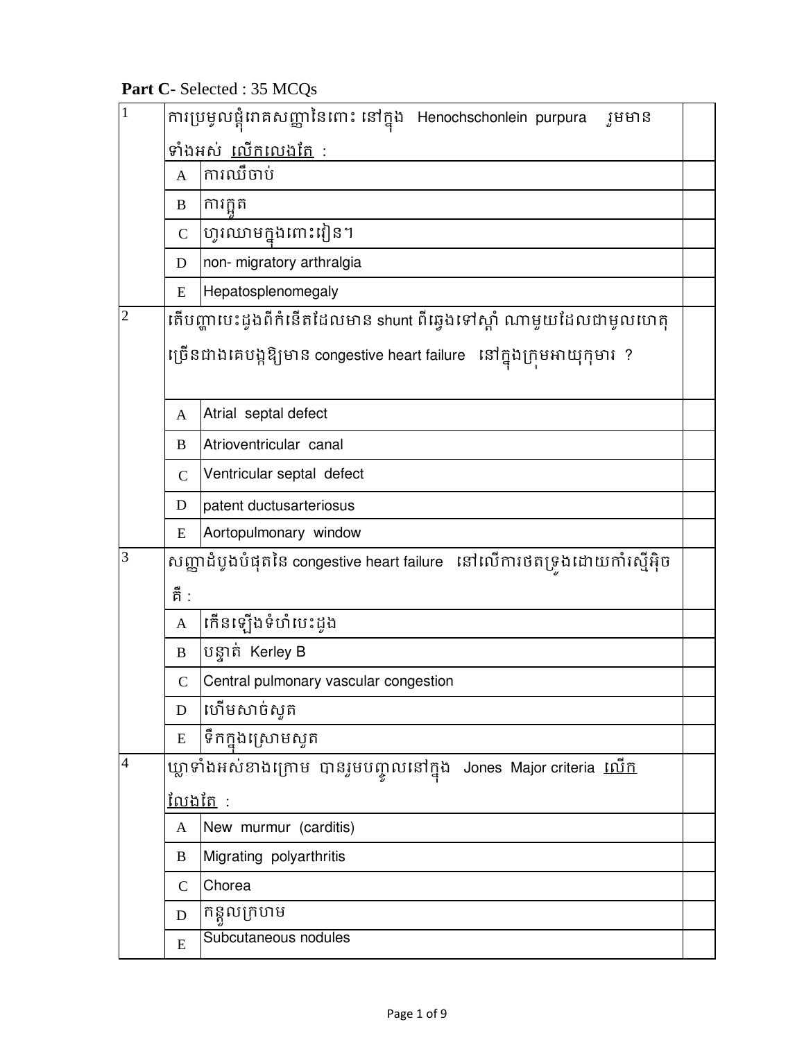**Part C**- Selected : 35 MCQs

| | | | |
|---|---|---|---|
| 1 | ការប្រមូលផ្តុំរោគសញ្ញានៃពោះ នៅក្នុង Henochschonlein purpura រួមមានទាំងអស់ <u>លើកលេងតែ</u> : | | |
| | A | ការឈឺចាប់ | |
| | B | ការក្អួត | |
| | C | ហូរឈាមក្នុងពោះវៀន។ | |
| | D | non- migratory arthralgia | |
| | E | Hepatosplenomegaly | |
| 2 | តើបញ្ហាបេះដូងពីកំនើតដែលមាន shunt ពីឆ្វេងទៅស្តាំ ណាមួយដែលជាមូលហេតុច្រើនជាងគេបង្កឱ្យមាន congestive heart failure នៅក្នុងក្រុមអាយុកុមារ ? | | |
| | A | Atrial septal defect | |
| | B | Atrioventricular canal | |
| | C | Ventricular septal defect | |
| | D | patent ductusarteriosus | |
| | E | Aortopulmonary window | |
| 3 | សញ្ញាដំបូងបំផុតនៃ congestive heart failure នៅលើការថតទ្រូងដោយកាំរស្មីអ៊ិច គឺ : | | |
| | A | កើនឡើងទំហំបេះដូង | |
| | B | បន្ទាត់ Kerley B | |
| | C | Central pulmonary vascular congestion | |
| | D | ហើមសាច់សួត | |
| | E | ទឹកក្នុងស្រោមសួត | |
| 4 | ឃ្លាទាំងអស់ខាងក្រោម បានរួមបញ្ចូលនៅក្នុង Jones Major criteria <u>លើកលែងតែ</u> : | | |
| | A | New murmur (carditis) | |
| | B | Migrating polyarthritis | |
| | C | Chorea | |
| | D | កន្ទួលក្រហម | |
| | E | Subcutaneous nodules | |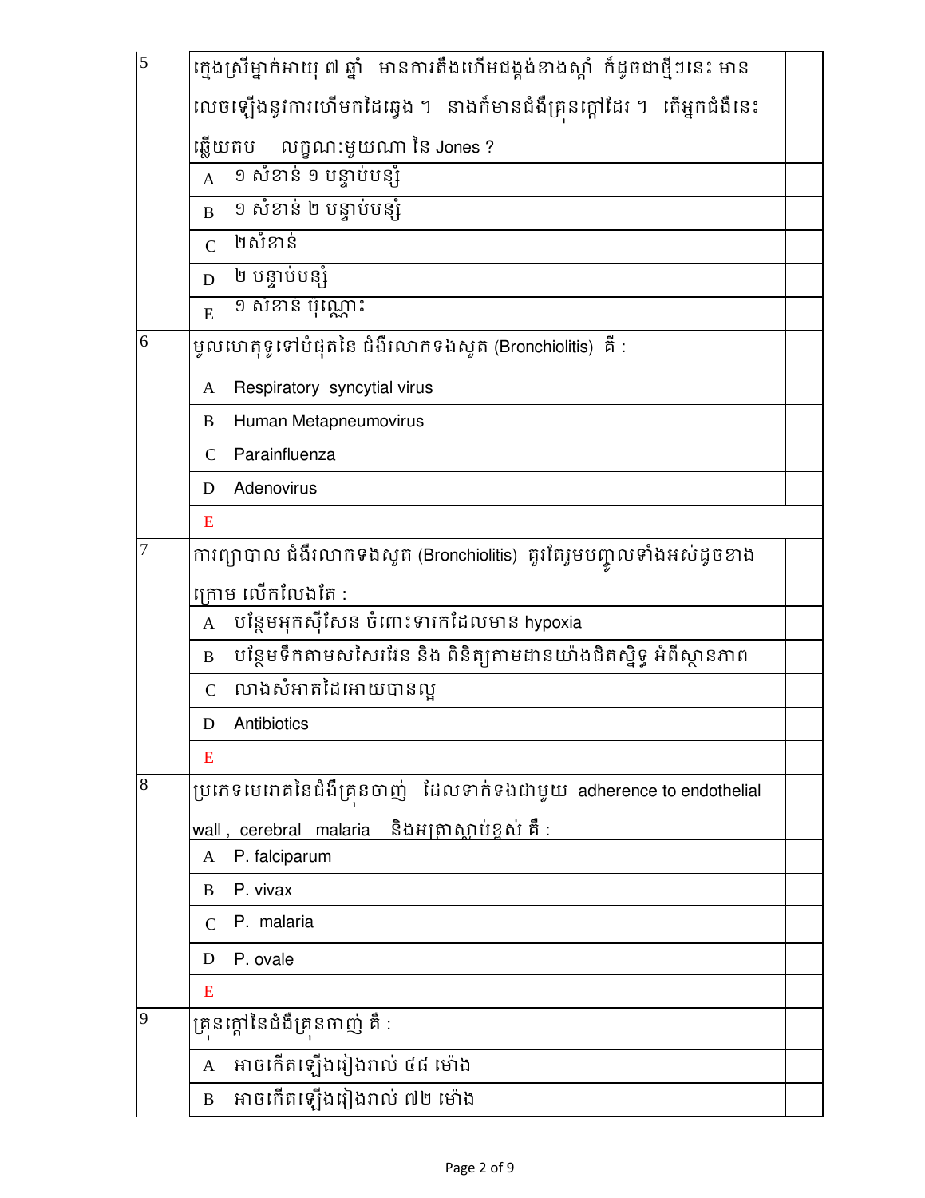| | | | |
|---|---|---|---|
| 5 | ក្មេងស្រីម្នាក់អាយុ ៧ ឆ្នាំ មានការតឹងហើមជង្គង់ខាងស្តាំ ក៏ដូចជាថ្មីៗនេះ មានលេចឡើងនូវការហើមកដៃឆ្វេង ។ នាងក៏មានជំងឺគ្រុនក្តៅដែរ ។ តើអ្នកជំងឺនេះឆ្លើយតប លក្ខណៈមួយណា នៃ Jones ? | | |
| | A | ១ សំខាន់ ១ បន្ទាប់បន្សំ | |
| | B | ១ សំខាន់ ២ បន្ទាប់បន្សំ | |
| | C | ២សំខាន់ | |
| | D | ២ បន្ទាប់បន្សំ | |
| | E | ១ សំខាន់ ប៉ុណ្ណោះ | |
| 6 | មូលហេតុទូទៅបំផុតនៃ ជំងឺរលាកទងសួត (Bronchiolitis) គឺ : | | |
| | A | Respiratory syncytial virus | |
| | B | Human Metapneumovirus | |
| | C | Parainfluenza | |
| | D | Adenovirus | |
| | E | | |
| 7 | ការព្យាបាល ជំងឺរលាកទងសួត (Bronchiolitis) គួរតែរួមបញ្ចូលទាំងអស់ដូចខាងក្រោម <u>លើកលែងតែ</u> : | | |
| | A | បន្ថែមអុកស៊ីសែន ចំពោះទារកដែលមាន hypoxia | |
| | B | បន្ថែមទឹកតាមសសៃវ៉ែន និង ពិនិត្យតាមដានយ៉ាងជិតស្និទ្ធ អំពីស្ថានភាព | |
| | C | លាងសំអាតដៃអោយបានល្អ | |
| | D | Antibiotics | |
| | E | | |
| 8 | ប្រភេទមេរោគនៃជំងឺគ្រុនចាញ់ ដែលទាក់ទងជាមួយ adherence to endothelial wall , cerebral malaria និងអត្រាស្លាប់ខ្ពស់ គឺ : | | |
| | A | P. falciparum | |
| | B | P. vivax | |
| | C | P. malaria | |
| | D | P. ovale | |
| | E | | |
| 9 | គ្រុនក្តៅនៃជំងឺគ្រុនចាញ់ គឺ : | | |
| | A | អាចកើតឡើងរៀងរាល់ ៤៨ ម៉ោង | |
| | B | អាចកើតឡើងរៀងរាល់ ៧២ ម៉ោង | |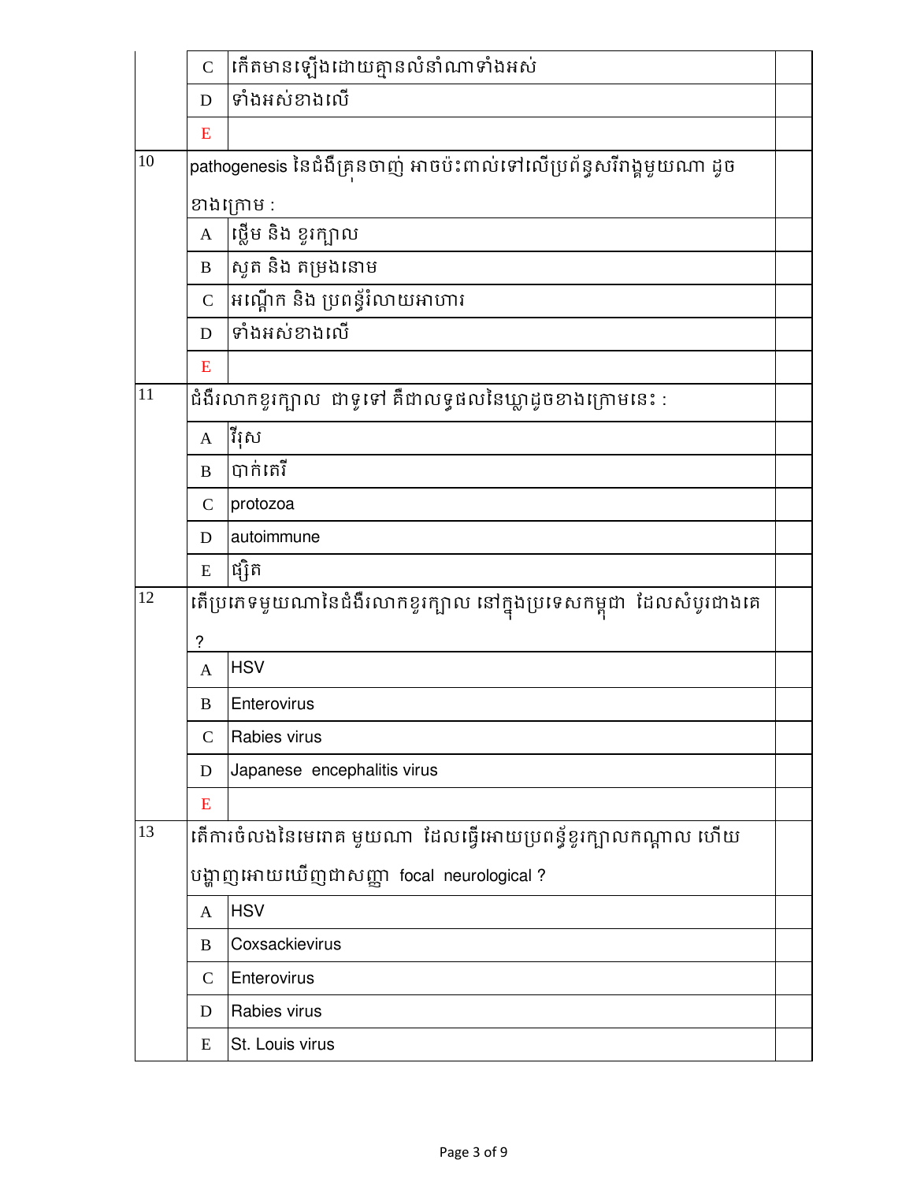| | | | |
|---|---|---|---|
| | C | កើតមានឡើងដោយគ្មានលំនាំណាទាំងអស់ | |
| | D | ទាំងអស់ខាងលើ | |
| | E | | |
| 10 | pathogenesis នៃជំងឺគ្រុនចាញ់ អាចប៉ះពាល់ទៅលើប្រព័ន្ធសរីរាង្គមួយណា ដូចខាងក្រោម : | | |
| | A | ថ្លើម និង ខួរក្បាល | |
| | B | សួត និង តម្រងនោម | |
| | C | អណ្តើក និង ប្រពន្ធ័រំលាយអាហារ | |
| | D | ទាំងអស់ខាងលើ | |
| | E | | |
| 11 | ជំងឺរលាកខួរក្បាល ជាទូទៅ គឺជាលទ្ធផលនៃឃ្លាដូចខាងក្រោមនេះ : | | |
| | A | វីរុស | |
| | B | បាក់តេរី | |
| | C | protozoa | |
| | D | autoimmune | |
| | E | ផ្សិត | |
| 12 | តើប្រភេទមួយណានៃជំងឺរលាកខួរក្បាល នៅក្នុងប្រទេសកម្ពុជា ដែលសំបូរជាងគេ ? | | |
| | A | HSV | |
| | B | Enterovirus | |
| | C | Rabies virus | |
| | D | Japanese encephalitis virus | |
| | E | | |
| 13 | តើការចំលងនៃមេរោគ មួយណា ដែលធ្វើអោយប្រពន្ធ័ខួរក្បាលកណ្តាល ហើយបង្ហាញអោយឃើញជាសញ្ញា focal neurological ? | | |
| | A | HSV | |
| | B | Coxsackievirus | |
| | C | Enterovirus | |
| | D | Rabies virus | |
| | E | St. Louis virus | |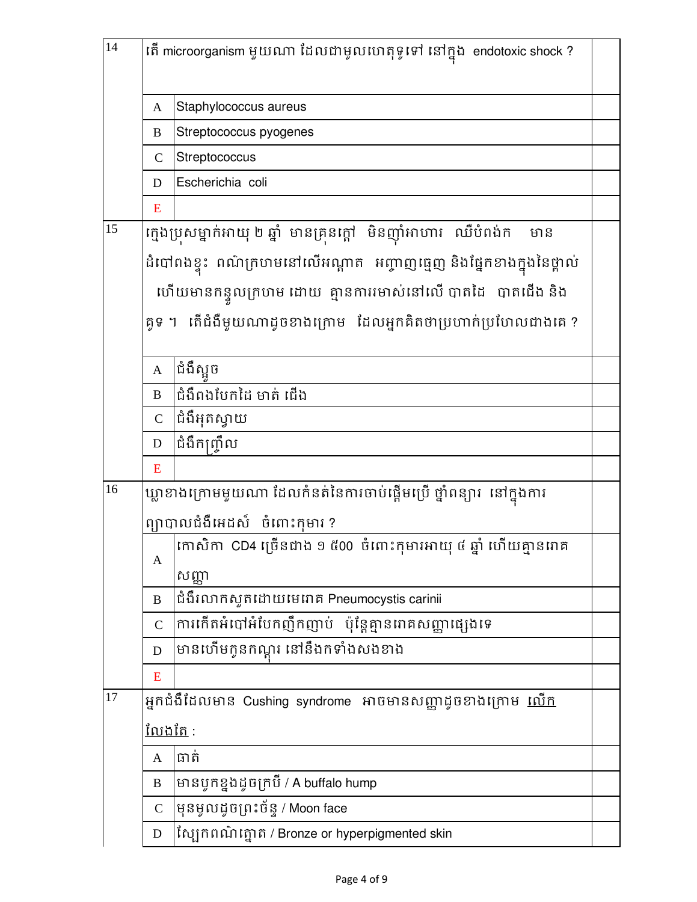| 14 | តើ microorganism មួយណា ដែលជាមូលហេតុទូទៅ នៅក្នុង endotoxic shock ? | |
|---|---|---|
| | A | Staphylococcus aureus |
| | B | Streptococcus pyogenes |
| | C | Streptococcus |
| | D | Escherichia coli |
| | E | |
| 15 | ក្មេងប្រុសម្នាក់អាយុ ២ ឆ្នាំ មានគ្រុនក្តៅ មិនញុំាអាហារ ឈឺបំពង់ក មាន ដំបៅពងខ្ទុះ ពណ៌ក្រហមនៅលើអណ្តាត អញ្ចាញធ្មេញ និងផ្ទៃខាងក្នុងនៃថ្ពាល់ ហើយមានកន្ទួលក្រហម ដោយ គ្មានការរមាស់នៅលើ បាតដៃ បាតជើង និង គូទ ។ តើជំងឺមួយណាដូចខាងក្រោម ដែលអ្នកគិតថាប្រហាក់ប្រហែលជាងគេ ? | |
| | A | ជំងឺស្អូច |
| | B | ជំងឺពងបែកដៃ មាត់ ជើង |
| | C | ជំងឺអុតស្វាយ |
| | D | ជំងឺកញ្ជ្រឹល |
| | E | |
| 16 | ឃ្លាខាងក្រោមមួយណា ដែលកំនត់នៃការចាប់ផ្តើមប្រើ ថ្នាំពន្យារ នៅក្នុងការ ព្យាបាលជំងឺអេដស៍ ចំពោះកុមារ ? | |
| | A | កោសិកា CD4 ច្រើនជាង ១ ៥00 ចំពោះកុមារអាយុ ៤ ឆ្នាំ ហើយគ្មានរោគសញ្ញា |
| | B | ជំងឺរលាកសួតដោយមេរោគ Pneumocystis carinii |
| | C | ការកើតអំបៅអំបែកញឹកញាប់ ប៉ុន្តែគ្មានរោគសញ្ញាផ្សេងទេ |
| | D | មានហើមកូនកណ្តុរ នៅនឹងកទាំងសងខាង |
| | E | |
| 17 | អ្នកជំងឺដែលមាន Cushing syndrome អាចមានសញ្ញាដូចខាងក្រោម <u>លើកលែងតែ</u> : | |
| | A | ធាត់ |
| | B | មានបូកខ្នងដូចក្របី / A buffalo hump |
| | C | មុនមូលដូចព្រះច័ន្ទ / Moon face |
| | D | ស្បែកពណ៌ត្នោត / Bronze or hyperpigmented skin |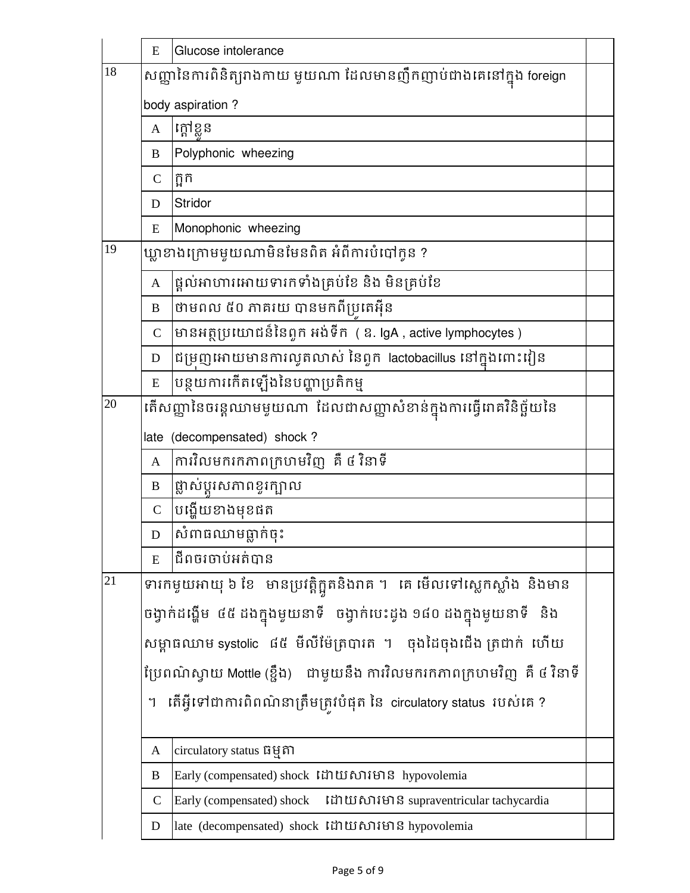| | | | |
|---|---|---|---|
| | E | Glucose intolerance | |
| 18 | សញ្ញានៃការពិនិត្យរាងកាយ មួយណា ដែលមានញឹកញាប់ជាងគេនៅក្នុង foreign body aspiration ? | | |
| | A | ក្តៅខ្លួន | |
| | B | Polyphonic wheezing | |
| | C | ក្អក | |
| | D | Stridor | |
| | E | Monophonic wheezing | |
| 19 | ឃ្លាខាងក្រោមមួយណាមិនមែនពិត អំពីការបំបៅកូន ? | | |
| | A | ផ្តល់អាហារអោយទារកទាំងគ្រប់ខែ និង មិនគ្រប់ខែ | |
| | B | ថាមពល ៥០ ភាគរយ បានមកពីប្រូតេអ៊ីន | |
| | C | មានអត្ថប្រយោជន៍នៃពួក អង់ទីក ( ឧ. IgA , active lymphocytes ) | |
| | D | ជម្រុញអោយមានការលូតលាស់ នៃពួក lactobacillus នៅក្នុងពោះវៀន | |
| | E | បន្ថយការកើតឡើងនៃបញ្ហាប្រតិកម្ម | |
| 20 | តើសញ្ញានៃចរន្តឈាមមួយណា ដែលជាសញ្ញាសំខាន់ក្នុងការធ្វើរោគវិនិច្ឆ័យនៃ late (decompensated) shock ? | | |
| | A | ការវិលមករកភាពក្រហមវិញ គឺ ៤ វិនាទី | |
| | B | ផ្លាស់ប្តូរសភាពខួរក្បាល | |
| | C | បង្ហើយខាងមុខដត | |
| | D | សំពាធឈាមធ្លាក់ចុះ | |
| | E | ជីពចរចាប់អត់បាន | |
| 21 | ទារកមួយអាយុ ៦ ខែ មានប្រវត្តិក្អួតនិងរាគ ។ គេ មើលទៅស្លេកស្លាំង និងមាន ចង្វាក់ដង្ហើម ៤៥ ដងក្នុងមួយនាទី ចង្វាក់បេះដូង ១៨០ ដងក្នុងមួយនាទី និង សម្ពាធឈាម systolic ៨៥ មីលីម៉ែត្របារត ។ ចុងដៃចុងជើង ត្រជាក់ ហើយ ប្រែពណ៌ស្វាយ Mottle (ខ្ចឹង) ជាមួយនឹង ការវិលមករកភាពក្រហមវិញ គឺ ៤ វិនាទី ។ តើអ្វីទៅជាការពិពណ៌នាត្រឹមត្រូវបំផុត នៃ circulatory status របស់គេ ? | | |
| | A | circulatory status ធម្មតា | |
| | B | Early (compensated) shock ដោយសារមាន hypovolemia | |
| | C | Early (compensated) shock ដោយសារមាន supraventricular tachycardia | |
| | D | late (decompensated) shock ដោយសារមាន hypovolemia | |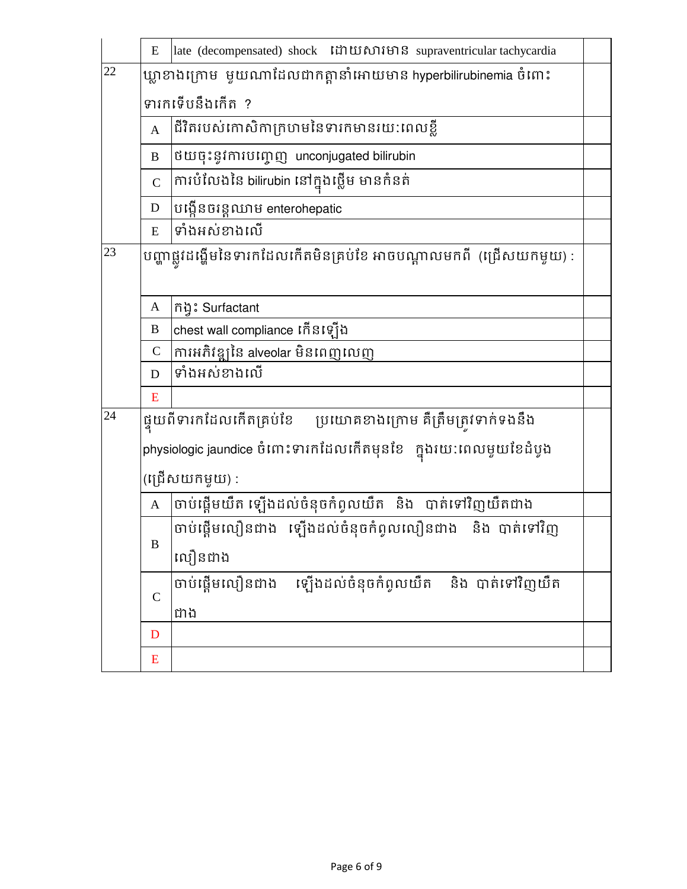|  |  |  |  |
|---|---|---|---|
|  | E | late (decompensated) shock ដោយសារមាន supraventricular tachycardia |  |
| 22 | ឃ្លាខាងក្រោម មួយណាដែលជាកត្តានាំអោយមាន hyperbilirubinemia ចំពោះទារកទើបនឹងកើត ? |  |  |
|  | A | ជីវិតរបស់កោសិកាក្រហមនៃទារកមានរយៈពេលខ្លី |  |
|  | B | ថយចុះនូវការបញ្ចេញ unconjugated bilirubin |  |
|  | C | ការបំលែងនៃ bilirubin នៅក្នុងថ្លើម មានកំនត់ |  |
|  | D | បង្កើនចរន្តឈាម enterohepatic |  |
|  | E | ទាំងអស់ខាងលើ |  |
| 23 | បញ្ហាផ្លូវដង្ហើមនៃទារកដែលកើតមិនគ្រប់ខែ អាចបណ្តាលមកពី (ជ្រើសយកមួយ) : |  |  |
|  | A | កង្វះ Surfactant |  |
|  | B | chest wall compliance កើនឡើង |  |
|  | C | ការអភិវឌ្ឍនៃ alveolar មិនពេញលេញ |  |
|  | D | ទាំងអស់ខាងលើ |  |
|  | E |  |  |
| 24 | ផ្ទុយពីទារកដែលកើតគ្រប់ខែ ប្រយោគខាងក្រោម គឺត្រឹមត្រូវទាក់ទងនឹង physiologic jaundice ចំពោះទារកដែលកើតមុនខែ ក្នុងរយៈពេលមួយខែដំបូង (ជ្រើសយកមួយ) : |  |  |
|  | A | ចាប់ផ្តើមយឺត ឡើងដល់ចំនុចកំពូលយឺត និង បាត់ទៅវិញយឺតជាង |  |
|  | B | ចាប់ផ្តើមលឿនជាង ឡើងដល់ចំនុចកំពូលលឿនជាង និង បាត់ទៅវិញលឿនជាង |  |
|  | C | ចាប់ផ្តើមលឿនជាង ឡើងដល់ចំនុចកំពូលយឺត និង បាត់ទៅវិញយឺតជាង |  |
|  | D |  |  |
|  | E |  |  |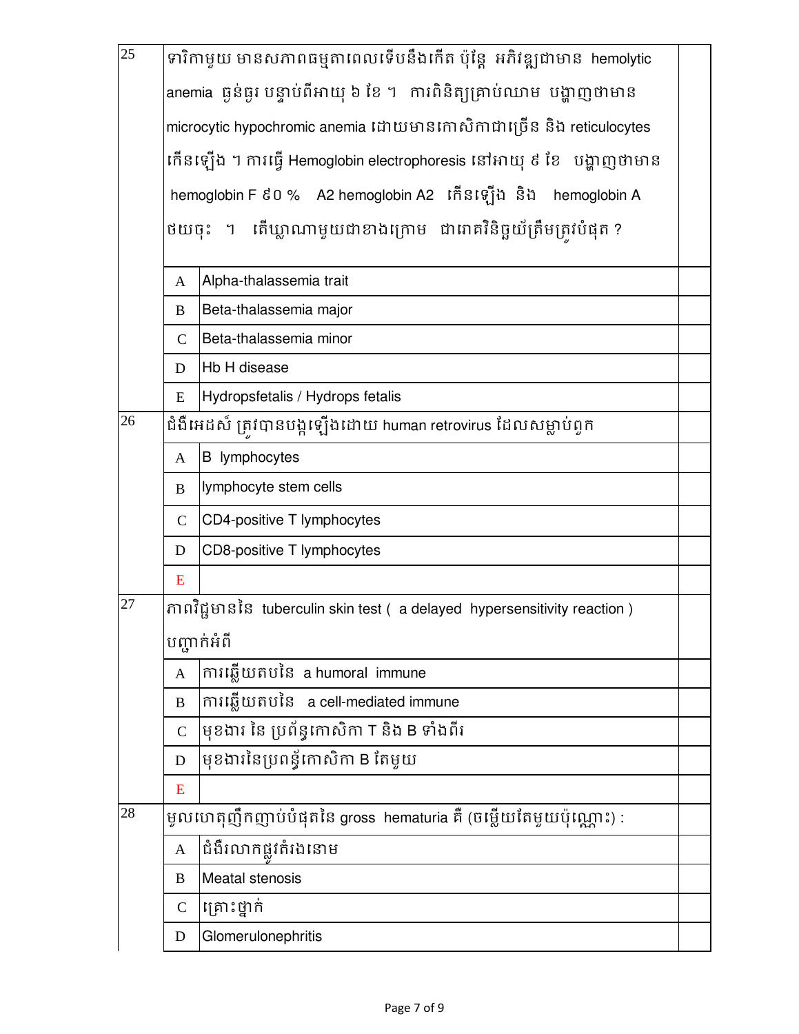| | | | |
|---|---|---|---|
| 25 | ទារិកាមួយ មានសភាពធម្មតាពេលទើបនឹងកើត ប៉ុន្តែ អភិវឌ្ឍជាមាន hemolytic anemia ធ្ងន់ធ្ងរ បន្ទាប់ពីអាយុ ៦ ខែ ។ ការពិនិត្យគ្រាប់ឈាម បង្ហាញថាមាន microcytic hypochromic anemia ដោយមានកោសិកាជាច្រើន និង reticulocytes កើនឡើង ។ ការធ្វើ Hemoglobin electrophoresis នៅអាយុ ៩ ខែ បង្ហាញថាមាន hemoglobin F ៩0 % A2 hemoglobin A2 កើនឡើង និង hemoglobin A ថយចុះ ។ តើឃ្លាណាមួយជាខាងក្រោម ជារោគវិនិច្ឆ័យត្រឹមត្រូវបំផុត ? | | |
| | A | Alpha-thalassemia trait | |
| | B | Beta-thalassemia major | |
| | C | Beta-thalassemia minor | |
| | D | Hb H disease | |
| | E | Hydropsfetalis / Hydrops fetalis | |
| 26 | ជំងឺអេដស៍ ត្រូវបានបង្កឡើងដោយ human retrovirus ដែលសម្លាប់ពួក | | |
| | A | B lymphocytes | |
| | B | lymphocyte stem cells | |
| | C | CD4-positive T lymphocytes | |
| | D | CD8-positive T lymphocytes | |
| | E | | |
| 27 | ភាពវិជ្ជមាននៃ tuberculin skin test ( a delayed hypersensitivity reaction ) បញ្ជាក់អំពី | | |
| | A | ការឆ្លើយតបនៃ a humoral immune | |
| | B | ការឆ្លើយតបនៃ a cell-mediated immune | |
| | C | មុខងារ នៃ ប្រព័ន្ធកោសិកា T និង B ទាំងពីរ | |
| | D | មុខងារនៃប្រពន្ធ័កោសិកា B តែមួយ | |
| | E | | |
| 28 | មូលហេតុញឹកញាប់បំផុតនៃ gross hematuria គឺ (ចម្លើយតែមួយប៉ុណ្ណោះ) : | | |
| | A | ជំងឺរលាកផ្លូវតំរងនោម | |
| | B | Meatal stenosis | |
| | C | គ្រោះថ្នាក់ | |
| | D | Glomerulonephritis | |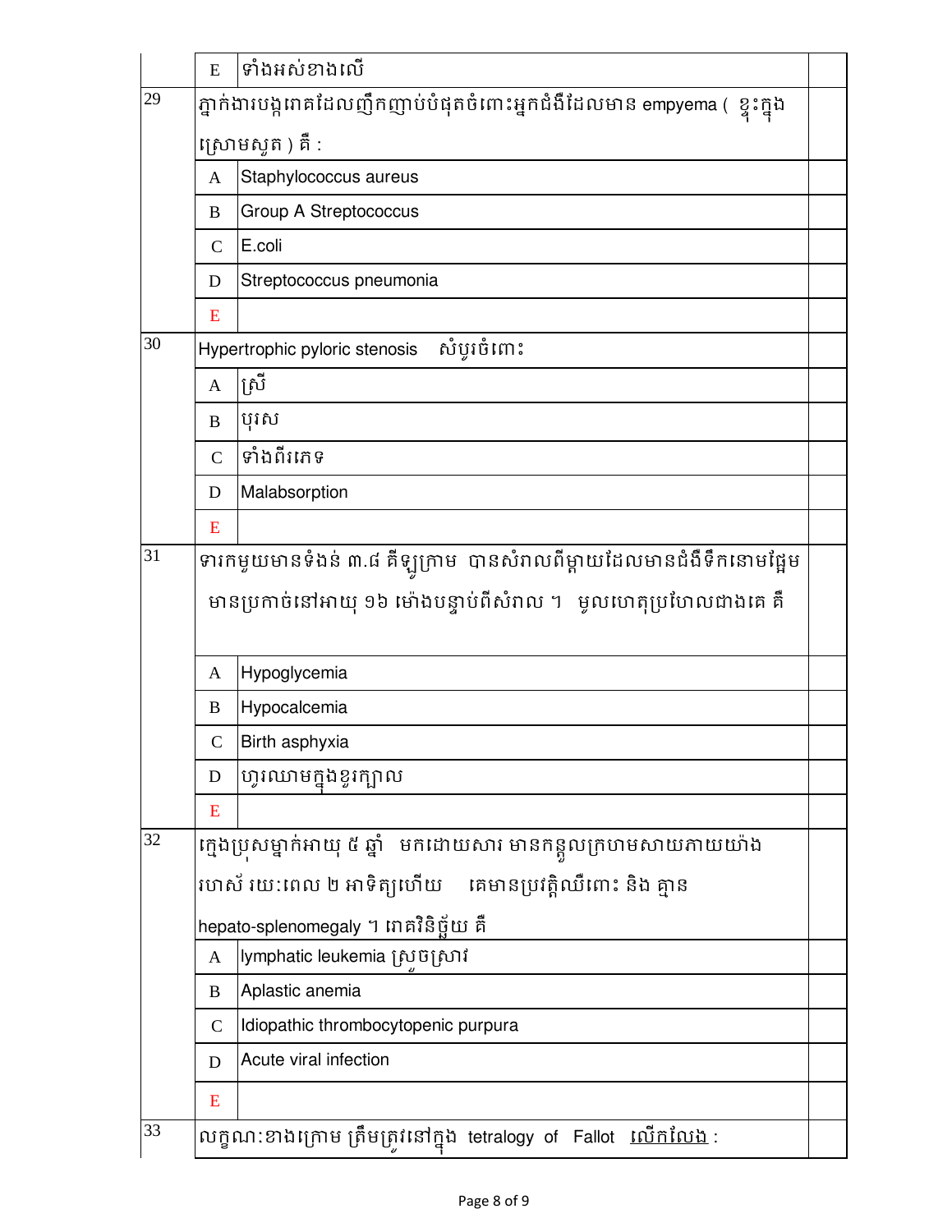| | | | |
|---|---|---|---|
| | E | ទាំងអស់ខាងលើ | |
| 29 | ភ្នាក់ងារបង្ករោគដែលញឹកញាប់បំផុតចំពោះអ្នកជំងឺដែលមាន empyema ( ខ្ទុះក្នុងស្រោមសួត ) គឺ : | | |
| | A | Staphylococcus aureus | |
| | B | Group A Streptococcus | |
| | C | E.coli | |
| | D | Streptococcus pneumonia | |
| | E | | |
| 30 | Hypertrophic pyloric stenosis សំបូរចំពោះ | | |
| | A | ស្រី | |
| | B | បុរស | |
| | C | ទាំងពីរភេទ | |
| | D | Malabsorption | |
| | E | | |
| 31 | ទារកមួយមានទំងន់ ៣.៨ គីឡូក្រាម បានសំរាលពីម្តាយដែលមានជំងឺទឹកនោមផ្អែម មានប្រកាច់នៅអាយុ ១៦ ម៉ោងបន្ទាប់ពីសំរាល ។ មូលហេតុប្រហែលជាងគេ គឺ | | |
| | A | Hypoglycemia | |
| | B | Hypocalcemia | |
| | C | Birth asphyxia | |
| | D | ហូរឈាមក្នុងខួរក្បាល | |
| | E | | |
| 32 | ក្មេងប្រុសម្នាក់អាយុ ៥ ឆ្នាំ មកដោយសារ មានកន្ទួលក្រហមសាយភាយយ៉ាងរហ័ស រយៈពេល ២ អាទិត្យហើយ គេមានប្រវត្តិឈឺពោះ និង គ្មាន hepato-splenomegaly ។ រោគវិនិច្ឆ័យ គឺ | | |
| | A | lymphatic leukemia ស្រួចស្រាវ | |
| | B | Aplastic anemia | |
| | C | Idiopathic thrombocytopenic purpura | |
| | D | Acute viral infection | |
| | E | | |
| 33 | លក្ខណ:ខាងក្រោម ត្រឹមត្រូវនៅក្នុង tetralogy of Fallot <u>លើកលែង</u> : | | |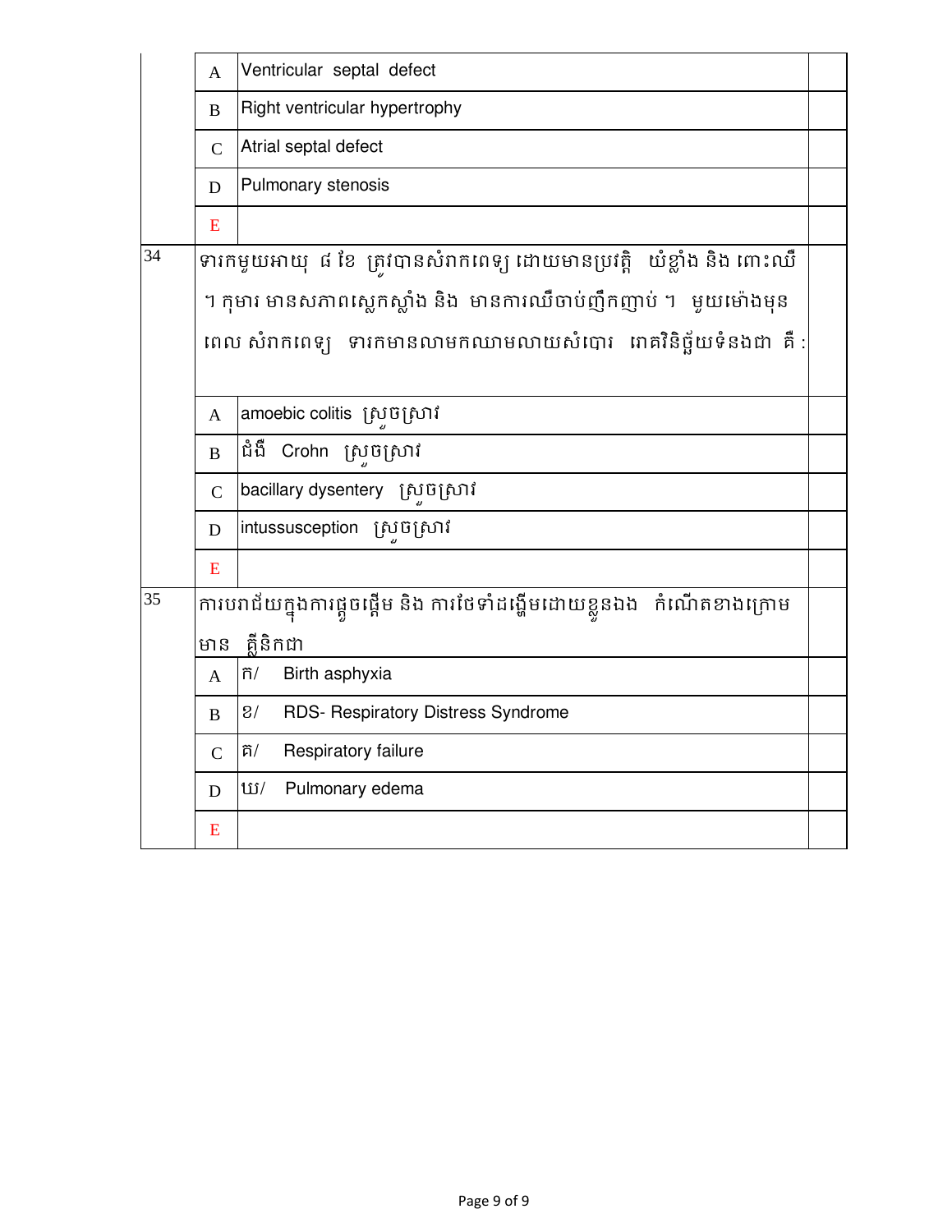| | | | |
|---|---|---|---|
| | A | Ventricular septal defect | |
| | B | Right ventricular hypertrophy | |
| | C | Atrial septal defect | |
| | D | Pulmonary stenosis | |
| | E | | |
| 34 | ទារកមួយអាយុ ៨ ខែ ត្រូវបានសំរាកពេទ្យ ដោយមានប្រវត្តិ យំខ្លាំង និង ពោះឈឺ ។ កុមារ មានសភាពស្លេកស្លាំង និង មានការឈឺចាប់ញឹកញាប់ ។ មួយម៉ោងមុនពេល សំរាកពេទ្យ ទារកមានលាមកឈាមលាយសំបោរ រោគវិនិច្ឆ័យទំនងជា គឺ : | | |
| | A | amoebic colitis ស្រួចស្រាវ | |
| | B | ជំងឺ Crohn ស្រួចស្រាវ | |
| | C | bacillary dysentery ស្រួចស្រាវ | |
| | D | intussusception ស្រួចស្រាវ | |
| | E | | |
| 35 | ការបរាជ័យក្នុងការផ្តួចផ្តើម និង ការថែទាំដង្ហើមដោយខ្លួនឯង កំណើតខាងក្រោមមាន គ្លីនិកជា | | |
| | A | ក/ Birth asphyxia | |
| | B | ខ/ RDS- Respiratory Distress Syndrome | |
| | C | គ/ Respiratory failure | |
| | D | ឃ/ Pulmonary edema | |
| | E | | |